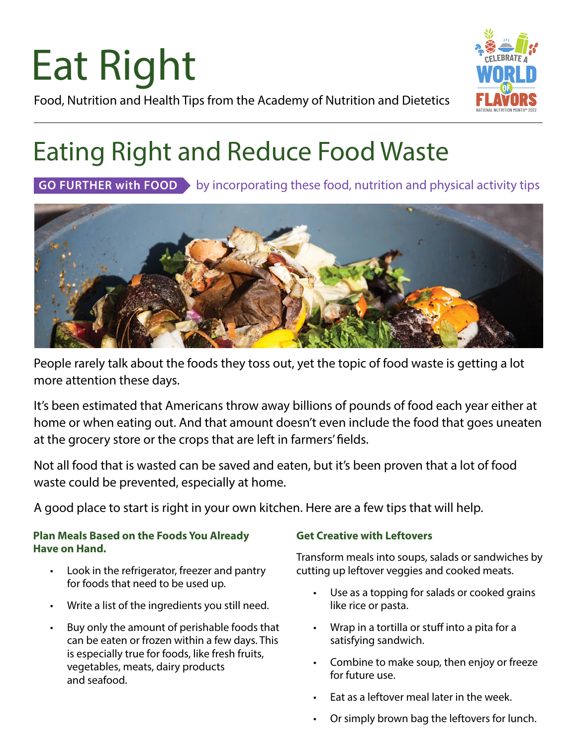# Eat Right

Food, Nutrition and Health Tips from the Academy of Nutrition and Dietetics

CELEBRATE A WORLD OF FLAVORS
NATIONAL NUTRITION MONTH® 2022

## Eating Right and Reduce Food Waste

**GO FURTHER with FOOD** by incorporating these food, nutrition and physical activity tips

People rarely talk about the foods they toss out, yet the topic of food waste is getting a lot more attention these days.

It's been estimated that Americans throw away billions of pounds of food each year either at home or when eating out. And that amount doesn't even include the food that goes uneaten at the grocery store or the crops that are left in farmers' fields.

Not all food that is wasted can be saved and eaten, but it's been proven that a lot of food waste could be prevented, especially at home.

A good place to start is right in your own kitchen. Here are a few tips that will help.

### Plan Meals Based on the Foods You Already Have on Hand.

- Look in the refrigerator, freezer and pantry for foods that need to be used up.
- Write a list of the ingredients you still need.
- Buy only the amount of perishable foods that can be eaten or frozen within a few days. This is especially true for foods, like fresh fruits, vegetables, meats, dairy products and seafood.

### Get Creative with Leftovers

Transform meals into soups, salads or sandwiches by cutting up leftover veggies and cooked meats.

- Use as a topping for salads or cooked grains like rice or pasta.
- Wrap in a tortilla or stuff into a pita for a satisfying sandwich.
- Combine to make soup, then enjoy or freeze for future use.
- Eat as a leftover meal later in the week.
- Or simply brown bag the leftovers for lunch.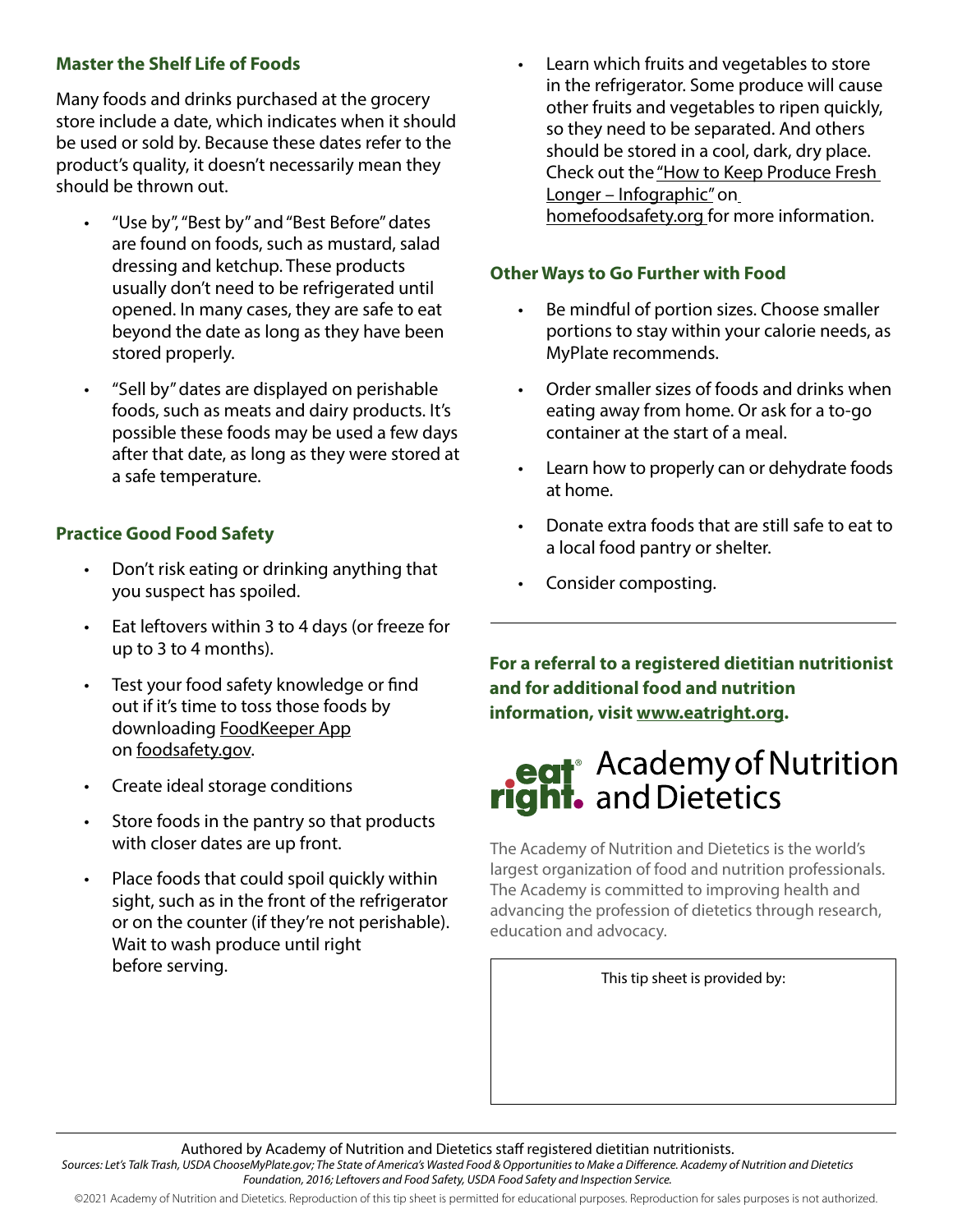## Master the Shelf Life of Foods

Many foods and drinks purchased at the grocery store include a date, which indicates when it should be used or sold by. Because these dates refer to the product's quality, it doesn't necessarily mean they should be thrown out.

- "Use by", "Best by" and "Best Before" dates are found on foods, such as mustard, salad dressing and ketchup. These products usually don't need to be refrigerated until opened. In many cases, they are safe to eat beyond the date as long as they have been stored properly.
- "Sell by" dates are displayed on perishable foods, such as meats and dairy products. It's possible these foods may be used a few days after that date, as long as they were stored at a safe temperature.

## Practice Good Food Safety

- Don't risk eating or drinking anything that you suspect has spoiled.
- Eat leftovers within 3 to 4 days (or freeze for up to 3 to 4 months).
- Test your food safety knowledge or find out if it's time to toss those foods by downloading FoodKeeper App on foodsafety.gov.
- Create ideal storage conditions
- Store foods in the pantry so that products with closer dates are up front.
- Place foods that could spoil quickly within sight, such as in the front of the refrigerator or on the counter (if they're not perishable). Wait to wash produce until right before serving.
- Learn which fruits and vegetables to store in the refrigerator. Some produce will cause other fruits and vegetables to ripen quickly, so they need to be separated. And others should be stored in a cool, dark, dry place. Check out the "How to Keep Produce Fresh Longer – Infographic" on homefoodsafety.org for more information.

## Other Ways to Go Further with Food

- Be mindful of portion sizes. Choose smaller portions to stay within your calorie needs, as MyPlate recommends.
- Order smaller sizes of foods and drinks when eating away from home. Or ask for a to-go container at the start of a meal.
- Learn how to properly can or dehydrate foods at home.
- Donate extra foods that are still safe to eat to a local food pantry or shelter.
- Consider composting.

---

**For a referral to a registered dietitian nutritionist and for additional food and nutrition information, visit www.eatright.org.**

**eat right.** Academy of Nutrition and Dietetics

The Academy of Nutrition and Dietetics is the world's largest organization of food and nutrition professionals. The Academy is committed to improving health and advancing the profession of dietetics through research, education and advocacy.

This tip sheet is provided by:

---

Authored by Academy of Nutrition and Dietetics staff registered dietitian nutritionists.

*Sources: Let's Talk Trash, USDA ChooseMyPlate.gov; The State of America's Wasted Food & Opportunities to Make a Difference. Academy of Nutrition and Dietetics Foundation, 2016; Leftovers and Food Safety, USDA Food Safety and Inspection Service.*

©2021 Academy of Nutrition and Dietetics. Reproduction of this tip sheet is permitted for educational purposes. Reproduction for sales purposes is not authorized.